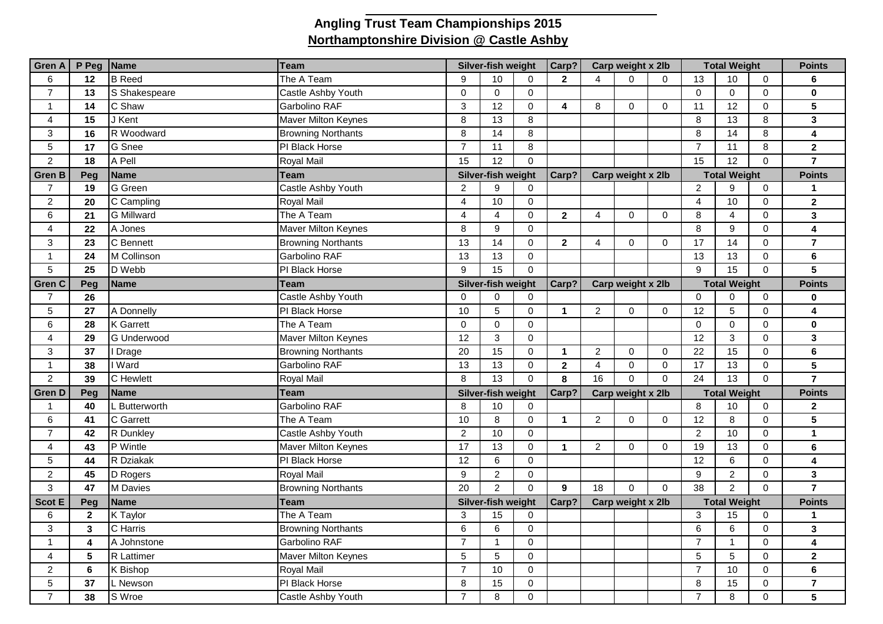**Angling Trust Team Championships 2015**

**Northamptonshire Division @ Castle Ashby**

| Gren A | P Peg | Name | Team | Silver-fish weight | | | Carp? | Carp weight x 2lb | | | Total Weight | | | Points |
|---|---|---|---|---|---|---|---|---|---|---|---|---|---|---|
| 6 | 12 | B Reed | The A Team | 9 | 10 | 0 | 2 | 4 | 0 | 0 | 13 | 10 | 0 | 6 |
| 7 | 13 | S Shakespeare | Castle Ashby Youth | 0 | 0 | 0 | | | | | 0 | 0 | 0 | 0 |
| 1 | 14 | C Shaw | Garbolino RAF | 3 | 12 | 0 | 4 | 8 | 0 | 0 | 11 | 12 | 0 | 5 |
| 4 | 15 | J Kent | Maver Milton Keynes | 8 | 13 | 8 | | | | | 8 | 13 | 8 | 3 |
| 3 | 16 | R Woodward | Browning Northants | 8 | 14 | 8 | | | | | 8 | 14 | 8 | 4 |
| 5 | 17 | G Snee | PI Black Horse | 7 | 11 | 8 | | | | | 7 | 11 | 8 | 2 |
| 2 | 18 | A Pell | Royal Mail | 15 | 12 | 0 | | | | | 15 | 12 | 0 | 7 |
| **Gren B** | **Peg** | **Name** | **Team** | **Silver-fish weight** | | | **Carp?** | **Carp weight x 2lb** | | | **Total Weight** | | | **Points** |
| 7 | 19 | G Green | Castle Ashby Youth | 2 | 9 | 0 | | | | | 2 | 9 | 0 | 1 |
| 2 | 20 | C Campling | Royal Mail | 4 | 10 | 0 | | | | | 4 | 10 | 0 | 2 |
| 6 | 21 | G Millward | The A Team | 4 | 4 | 0 | 2 | 4 | 0 | 0 | 8 | 4 | 0 | 3 |
| 4 | 22 | A Jones | Maver Milton Keynes | 8 | 9 | 0 | | | | | 8 | 9 | 0 | 4 |
| 3 | 23 | C Bennett | Browning Northants | 13 | 14 | 0 | 2 | 4 | 0 | 0 | 17 | 14 | 0 | 7 |
| 1 | 24 | M Collinson | Garbolino RAF | 13 | 13 | 0 | | | | | 13 | 13 | 0 | 6 |
| 5 | 25 | D Webb | PI Black Horse | 9 | 15 | 0 | | | | | 9 | 15 | 0 | 5 |
| **Gren C** | **Peg** | **Name** | **Team** | **Silver-fish weight** | | | **Carp?** | **Carp weight x 2lb** | | | **Total Weight** | | | **Points** |
| 7 | 26 | | Castle Ashby Youth | 0 | 0 | 0 | | | | | 0 | 0 | 0 | 0 |
| 5 | 27 | A Donnelly | PI Black Horse | 10 | 5 | 0 | 1 | 2 | 0 | 0 | 12 | 5 | 0 | 4 |
| 6 | 28 | K Garrett | The A Team | 0 | 0 | 0 | | | | | 0 | 0 | 0 | 0 |
| 4 | 29 | G Underwood | Maver Milton Keynes | 12 | 3 | 0 | | | | | 12 | 3 | 0 | 3 |
| 3 | 37 | I Drage | Browning Northants | 20 | 15 | 0 | 1 | 2 | 0 | 0 | 22 | 15 | 0 | 6 |
| 1 | 38 | I Ward | Garbolino RAF | 13 | 13 | 0 | 2 | 4 | 0 | 0 | 17 | 13 | 0 | 5 |
| 2 | 39 | C Hewlett | Royal Mail | 8 | 13 | 0 | 8 | 16 | 0 | 0 | 24 | 13 | 0 | 7 |
| **Gren D** | **Peg** | **Name** | **Team** | **Silver-fish weight** | | | **Carp?** | **Carp weight x 2lb** | | | **Total Weight** | | | **Points** |
| 1 | 40 | L Butterworth | Garbolino RAF | 8 | 10 | 0 | | | | | 8 | 10 | 0 | 2 |
| 6 | 41 | C Garrett | The A Team | 10 | 8 | 0 | 1 | 2 | 0 | 0 | 12 | 8 | 0 | 5 |
| 7 | 42 | R Dunkley | Castle Ashby Youth | 2 | 10 | 0 | | | | | 2 | 10 | 0 | 1 |
| 4 | 43 | P Wintle | Maver Milton Keynes | 17 | 13 | 0 | 1 | 2 | 0 | 0 | 19 | 13 | 0 | 6 |
| 5 | 44 | R Dziakak | PI Black Horse | 12 | 6 | 0 | | | | | 12 | 6 | 0 | 4 |
| 2 | 45 | D Rogers | Royal Mail | 9 | 2 | 0 | | | | | 9 | 2 | 0 | 3 |
| 3 | 47 | M Davies | Browning Northants | 20 | 2 | 0 | 9 | 18 | 0 | 0 | 38 | 2 | 0 | 7 |
| **Scot E** | **Peg** | **Name** | **Team** | **Silver-fish weight** | | | **Carp?** | **Carp weight x 2lb** | | | **Total Weight** | | | **Points** |
| 6 | 2 | K Taylor | The A Team | 3 | 15 | 0 | | | | | 3 | 15 | 0 | 1 |
| 3 | 3 | C Harris | Browning Northants | 6 | 6 | 0 | | | | | 6 | 6 | 0 | 3 |
| 1 | 4 | A Johnstone | Garbolino RAF | 7 | 1 | 0 | | | | | 7 | 1 | 0 | 4 |
| 4 | 5 | R Lattimer | Maver Milton Keynes | 5 | 5 | 0 | | | | | 5 | 5 | 0 | 2 |
| 2 | 6 | K Bishop | Royal Mail | 7 | 10 | 0 | | | | | 7 | 10 | 0 | 6 |
| 5 | 37 | L Newson | PI Black Horse | 8 | 15 | 0 | | | | | 8 | 15 | 0 | 7 |
| 7 | 38 | S Wroe | Castle Ashby Youth | 7 | 8 | 0 | | | | | 7 | 8 | 0 | 5 |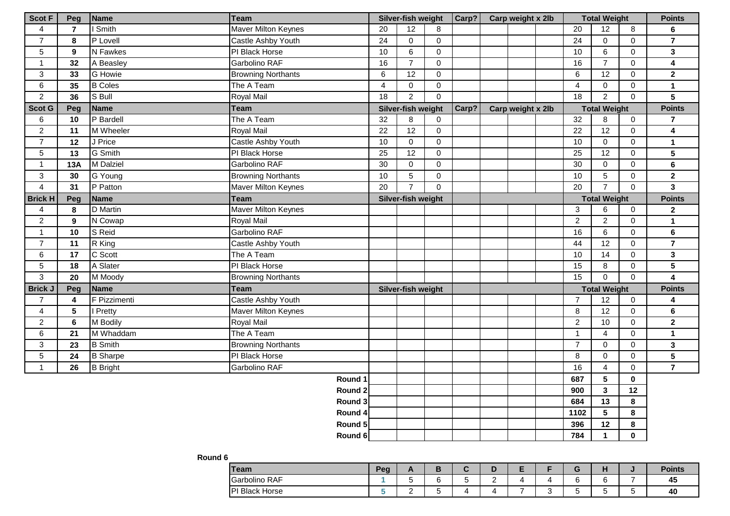| Scot F | Peg | Name | Team | Silver-fish weight | | | Carp? | Carp weight x 2lb | | | Total Weight | | | Points |
|---|---|---|---|---|---|---|---|---|---|---|---|---|---|---|
| 4 | 7 | I Smith | Maver Milton Keynes | 20 | 12 | 8 | | | | | 20 | 12 | 8 | 6 |
| 7 | 8 | P Lovell | Castle Ashby Youth | 24 | 0 | 0 | | | | | 24 | 0 | 0 | 7 |
| 5 | 9 | N Fawkes | PI Black Horse | 10 | 6 | 0 | | | | | 10 | 6 | 0 | 3 |
| 1 | 32 | A Beasley | Garbolino RAF | 16 | 7 | 0 | | | | | 16 | 7 | 0 | 4 |
| 3 | 33 | G Howie | Browning Northants | 6 | 12 | 0 | | | | | 6 | 12 | 0 | 2 |
| 6 | 35 | B Coles | The A Team | 4 | 0 | 0 | | | | | 4 | 0 | 0 | 1 |
| 2 | 36 | S Bull | Royal Mail | 18 | 2 | 0 | | | | | 18 | 2 | 0 | 5 |
| **Scot G** | **Peg** | **Name** | **Team** | **Silver-fish weight** | | | **Carp?** | **Carp weight x 2lb** | | | **Total Weight** | | | **Points** |
| 6 | 10 | P Bardell | The A Team | 32 | 8 | 0 | | | | | 32 | 8 | 0 | 7 |
| 2 | 11 | M Wheeler | Royal Mail | 22 | 12 | 0 | | | | | 22 | 12 | 0 | 4 |
| 7 | 12 | J Price | Castle Ashby Youth | 10 | 0 | 0 | | | | | 10 | 0 | 0 | 1 |
| 5 | 13 | G Smith | PI Black Horse | 25 | 12 | 0 | | | | | 25 | 12 | 0 | 5 |
| 1 | 13A | M Dalziel | Garbolino RAF | 30 | 0 | 0 | | | | | 30 | 0 | 0 | 6 |
| 3 | 30 | G Young | Browning Northants | 10 | 5 | 0 | | | | | 10 | 5 | 0 | 2 |
| 4 | 31 | P Patton | Maver Milton Keynes | 20 | 7 | 0 | | | | | 20 | 7 | 0 | 3 |
| **Brick H** | **Peg** | **Name** | **Team** | **Silver-fish weight** | | | | | | | **Total Weight** | | | **Points** |
| 4 | 8 | D Martin | Maver Milton Keynes | | | | | | | | 3 | 6 | 0 | 2 |
| 2 | 9 | N Cowap | Royal Mail | | | | | | | | 2 | 2 | 0 | 1 |
| 1 | 10 | S Reid | Garbolino RAF | | | | | | | | 16 | 6 | 0 | 6 |
| 7 | 11 | R King | Castle Ashby Youth | | | | | | | | 44 | 12 | 0 | 7 |
| 6 | 17 | C Scott | The A Team | | | | | | | | 10 | 14 | 0 | 3 |
| 5 | 18 | A Slater | PI Black Horse | | | | | | | | 15 | 8 | 0 | 5 |
| 3 | 20 | M Moody | Browning Northants | | | | | | | | 15 | 0 | 0 | 4 |
| **Brick J** | **Peg** | **Name** | **Team** | **Silver-fish weight** | | | | | | | **Total Weight** | | | **Points** |
| 7 | 4 | F Pizzimenti | Castle Ashby Youth | | | | | | | | 7 | 12 | 0 | 4 |
| 4 | 5 | I Pretty | Maver Milton Keynes | | | | | | | | 8 | 12 | 0 | 6 |
| 2 | 6 | M Bodily | Royal Mail | | | | | | | | 2 | 10 | 0 | 2 |
| 6 | 21 | M Whaddam | The A Team | | | | | | | | 1 | 4 | 0 | 1 |
| 3 | 23 | B Smith | Browning Northants | | | | | | | | 7 | 0 | 0 | 3 |
| 5 | 24 | B Sharpe | PI Black Horse | | | | | | | | 8 | 0 | 0 | 5 |
| 1 | 26 | B Bright | Garbolino RAF | | | | | | | | 16 | 4 | 0 | 7 |
| | | | **Round 1** | | | | | | | | **687** | **5** | **0** | |
| | | | **Round 2** | | | | | | | | **900** | **3** | **12** | |
| | | | **Round 3** | | | | | | | | **684** | **13** | **8** | |
| | | | **Round 4** | | | | | | | | **1102** | **5** | **8** | |
| | | | **Round 5** | | | | | | | | **396** | **12** | **8** | |
| | | | **Round 6** | | | | | | | | **784** | **1** | **0** | |

**Round 6**

| Team | Peg | A | B | C | D | E | F | G | H | J | Points |
|---|---|---|---|---|---|---|---|---|---|---|---|
| Garbolino RAF | 1 | 5 | 6 | 5 | 2 | 4 | 4 | 6 | 6 | 7 | 45 |
| PI Black Horse | 5 | 2 | 5 | 4 | 4 | 7 | 3 | 5 | 5 | 5 | 40 |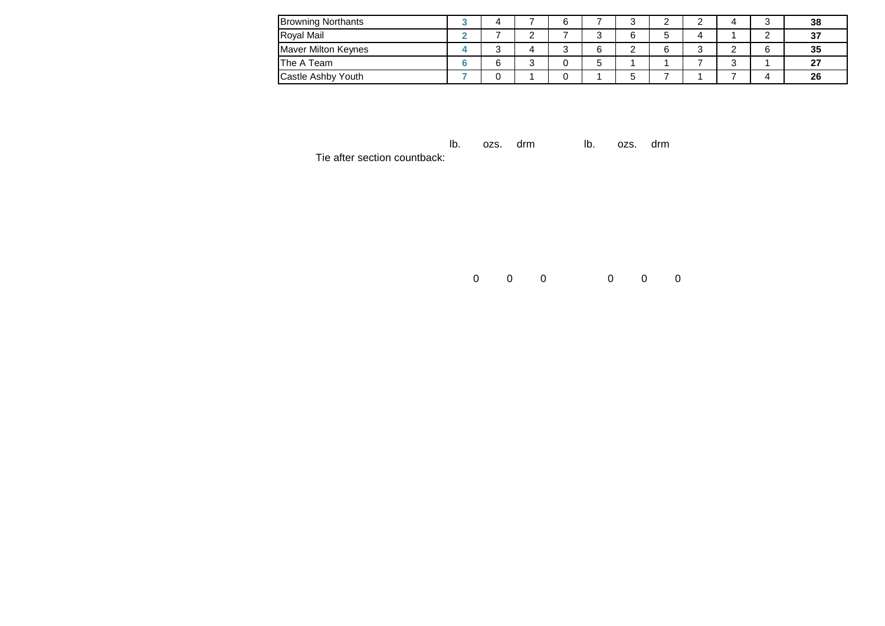| | | | | | | | | | | | |
|---|---|---|---|---|---|---|---|---|---|---|---|
| Browning Northants | **3** | 4 | 7 | 6 | 7 | 3 | 2 | 2 | 4 | 3 | **38** |
| Royal Mail | **2** | 7 | 2 | 7 | 3 | 6 | 5 | 4 | 1 | 2 | **37** |
| Maver Milton Keynes | **4** | 3 | 4 | 3 | 6 | 2 | 6 | 3 | 2 | 6 | **35** |
| The A Team | **6** | 6 | 3 | 0 | 5 | 1 | 1 | 7 | 3 | 1 | **27** |
| Castle Ashby Youth | **7** | 0 | 1 | 0 | 1 | 5 | 7 | 1 | 7 | 4 | **26** |

| | lb. | ozs. | drm | lb. | ozs. | drm |
|---|---|---|---|---|---|---|
| Tie after section countback: | | | | | | |
| | 0 | 0 | 0 | 0 | 0 | 0 |